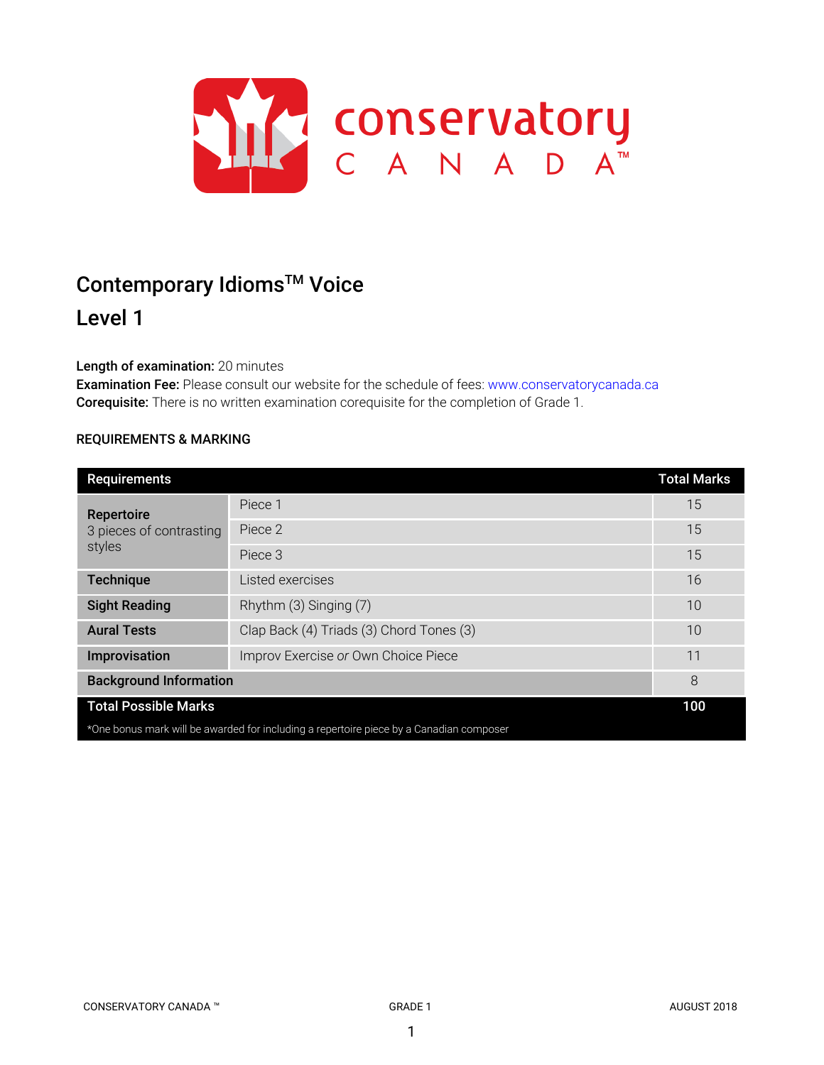# Contemporary Idioms™ Voice

## Level 1

**Length of examination:** 20 minutes
**Examination Fee:** Please consult our website for the schedule of fees: www.conservatorycanada.ca
**Corequisite:** There is no written examination corequisite for the completion of Grade 1.

### REQUIREMENTS & MARKING

| Requirements | | Total Marks |
|---|---|---|
| **Repertoire** 3 pieces of contrasting styles | Piece 1 | 15 |
| | Piece 2 | 15 |
| | Piece 3 | 15 |
| **Technique** | Listed exercises | 16 |
| **Sight Reading** | Rhythm (3) Singing (7) | 10 |
| **Aural Tests** | Clap Back (4) Triads (3) Chord Tones (3) | 10 |
| **Improvisation** | Improv Exercise *or* Own Choice Piece | 11 |
| **Background Information** | | 8 |
| **Total Possible Marks** | | **100** |

*One bonus mark will be awarded for including a repertoire piece by a Canadian composer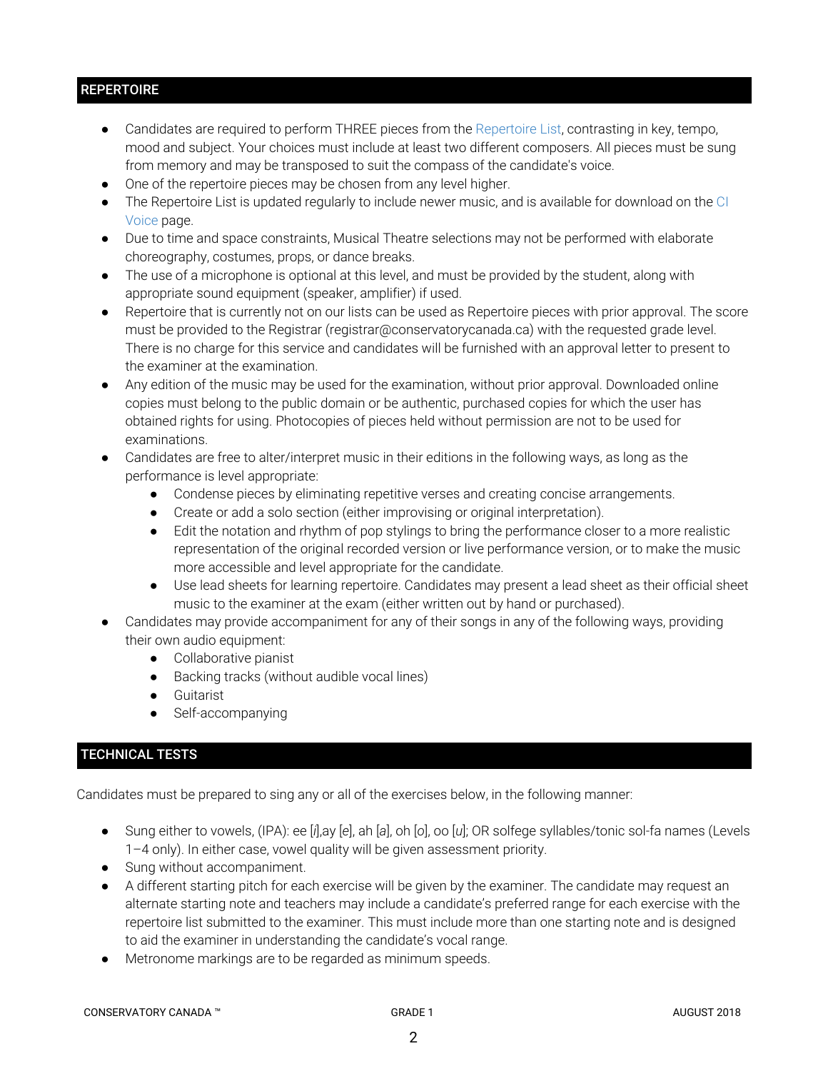## REPERTOIRE

- Candidates are required to perform THREE pieces from the Repertoire List, contrasting in key, tempo, mood and subject. Your choices must include at least two different composers. All pieces must be sung from memory and may be transposed to suit the compass of the candidate's voice.
- One of the repertoire pieces may be chosen from any level higher.
- The Repertoire List is updated regularly to include newer music, and is available for download on the CI Voice page.
- Due to time and space constraints, Musical Theatre selections may not be performed with elaborate choreography, costumes, props, or dance breaks.
- The use of a microphone is optional at this level, and must be provided by the student, along with appropriate sound equipment (speaker, amplifier) if used.
- Repertoire that is currently not on our lists can be used as Repertoire pieces with prior approval. The score must be provided to the Registrar (registrar@conservatorycanada.ca) with the requested grade level. There is no charge for this service and candidates will be furnished with an approval letter to present to the examiner at the examination.
- Any edition of the music may be used for the examination, without prior approval. Downloaded online copies must belong to the public domain or be authentic, purchased copies for which the user has obtained rights for using. Photocopies of pieces held without permission are not to be used for examinations.
- Candidates are free to alter/interpret music in their editions in the following ways, as long as the performance is level appropriate:
  - Condense pieces by eliminating repetitive verses and creating concise arrangements.
  - Create or add a solo section (either improvising or original interpretation).
  - Edit the notation and rhythm of pop stylings to bring the performance closer to a more realistic representation of the original recorded version or live performance version, or to make the music more accessible and level appropriate for the candidate.
  - Use lead sheets for learning repertoire. Candidates may present a lead sheet as their official sheet music to the examiner at the exam (either written out by hand or purchased).
- Candidates may provide accompaniment for any of their songs in any of the following ways, providing their own audio equipment:
  - Collaborative pianist
  - Backing tracks (without audible vocal lines)
  - Guitarist
  - Self-accompanying

## TECHNICAL TESTS

Candidates must be prepared to sing any or all of the exercises below, in the following manner:

- Sung either to vowels, (IPA): ee [*i*],ay [*e*], ah [*a*], oh [*o*], oo [*u*]; OR solfege syllables/tonic sol-fa names (Levels 1–4 only). In either case, vowel quality will be given assessment priority.
- Sung without accompaniment.
- A different starting pitch for each exercise will be given by the examiner. The candidate may request an alternate starting note and teachers may include a candidate's preferred range for each exercise with the repertoire list submitted to the examiner. This must include more than one starting note and is designed to aid the examiner in understanding the candidate's vocal range.
- Metronome markings are to be regarded as minimum speeds.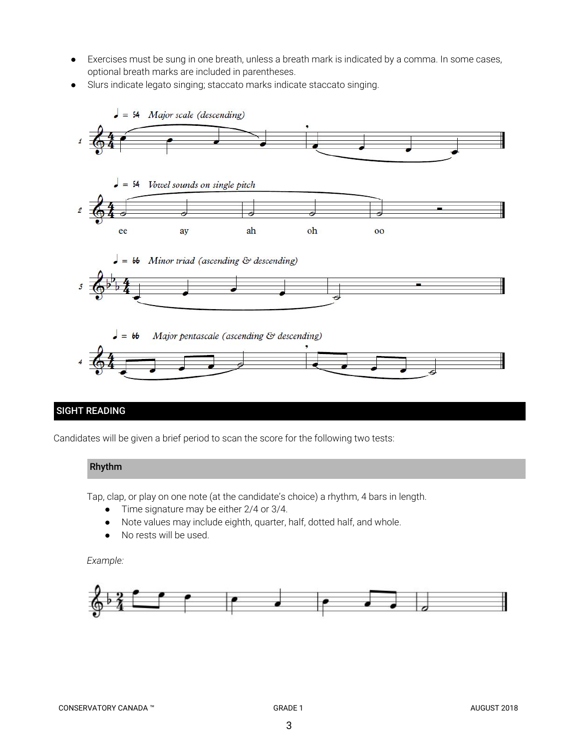- Exercises must be sung in one breath, unless a breath mark is indicated by a comma. In some cases, optional breath marks are included in parentheses.
- Slurs indicate legato singing; staccato marks indicate staccato singing.

♩ = 54 *Major scale (descending)*

♩ = 54 *Vowel sounds on single pitch*

ee ay ah oh oo

♩ = 66 *Minor triad (ascending & descending)*

♩ = 66 *Major pentascale (ascending & descending)*

## SIGHT READING

Candidates will be given a brief period to scan the score for the following two tests:

### Rhythm

Tap, clap, or play on one note (at the candidate's choice) a rhythm, 4 bars in length.

- Time signature may be either 2/4 or 3/4.
- Note values may include eighth, quarter, half, dotted half, and whole.
- No rests will be used.

*Example:*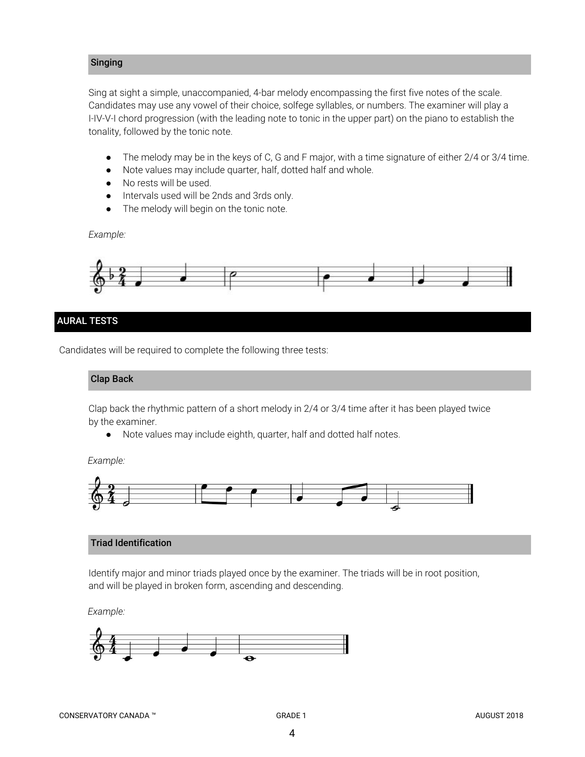### Singing

Sing at sight a simple, unaccompanied, 4-bar melody encompassing the first five notes of the scale. Candidates may use any vowel of their choice, solfege syllables, or numbers. The examiner will play a I-IV-V-I chord progression (with the leading note to tonic in the upper part) on the piano to establish the tonality, followed by the tonic note.

- The melody may be in the keys of C, G and F major, with a time signature of either 2/4 or 3/4 time.
- Note values may include quarter, half, dotted half and whole.
- No rests will be used.
- Intervals used will be 2nds and 3rds only.
- The melody will begin on the tonic note.

*Example:*

## AURAL TESTS

Candidates will be required to complete the following three tests:

### Clap Back

Clap back the rhythmic pattern of a short melody in 2/4 or 3/4 time after it has been played twice by the examiner.

- Note values may include eighth, quarter, half and dotted half notes.

*Example:*

### Triad Identification

Identify major and minor triads played once by the examiner. The triads will be in root position, and will be played in broken form, ascending and descending.

*Example:*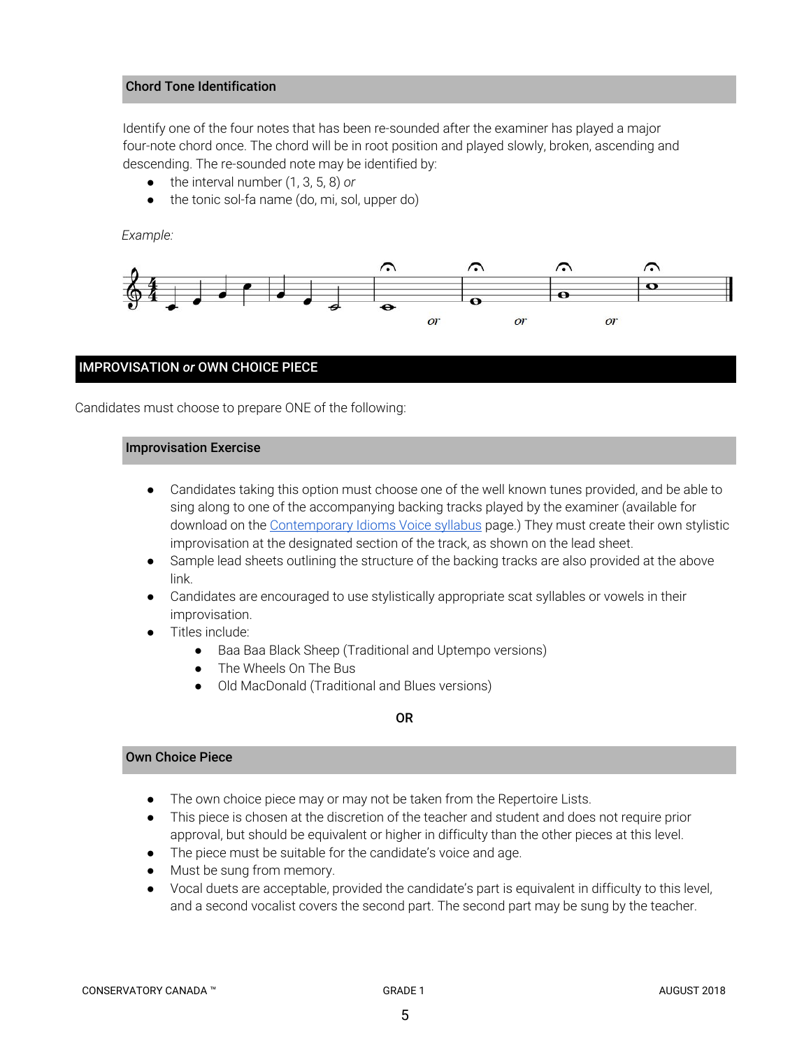### Chord Tone Identification

Identify one of the four notes that has been re-sounded after the examiner has played a major four-note chord once. The chord will be in root position and played slowly, broken, ascending and descending. The re-sounded note may be identified by:

- the interval number (1, 3, 5, 8) *or*
- the tonic sol-fa name (do, mi, sol, upper do)

*Example:*

## IMPROVISATION *or* OWN CHOICE PIECE

Candidates must choose to prepare ONE of the following:

### Improvisation Exercise

- Candidates taking this option must choose one of the well known tunes provided, and be able to sing along to one of the accompanying backing tracks played by the examiner (available for download on the Contemporary Idioms Voice syllabus page.) They must create their own stylistic improvisation at the designated section of the track, as shown on the lead sheet.
- Sample lead sheets outlining the structure of the backing tracks are also provided at the above link.
- Candidates are encouraged to use stylistically appropriate scat syllables or vowels in their improvisation.
- Titles include:
  - Baa Baa Black Sheep (Traditional and Uptempo versions)
  - The Wheels On The Bus
  - Old MacDonald (Traditional and Blues versions)

**OR**

### Own Choice Piece

- The own choice piece may or may not be taken from the Repertoire Lists.
- This piece is chosen at the discretion of the teacher and student and does not require prior approval, but should be equivalent or higher in difficulty than the other pieces at this level.
- The piece must be suitable for the candidate's voice and age.
- Must be sung from memory.
- Vocal duets are acceptable, provided the candidate's part is equivalent in difficulty to this level, and a second vocalist covers the second part. The second part may be sung by the teacher.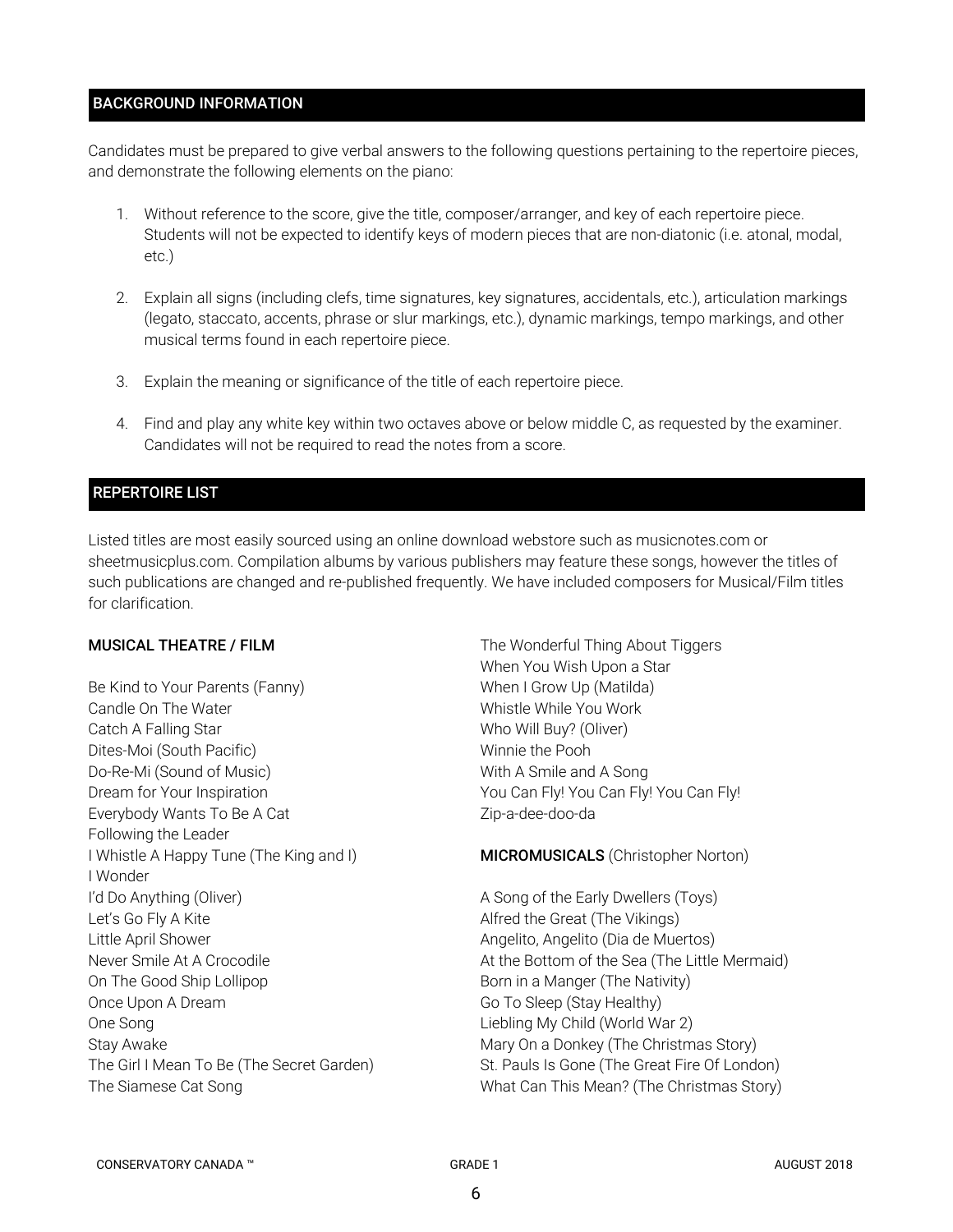## BACKGROUND INFORMATION

Candidates must be prepared to give verbal answers to the following questions pertaining to the repertoire pieces, and demonstrate the following elements on the piano:

1. Without reference to the score, give the title, composer/arranger, and key of each repertoire piece. Students will not be expected to identify keys of modern pieces that are non-diatonic (i.e. atonal, modal, etc.)
2. Explain all signs (including clefs, time signatures, key signatures, accidentals, etc.), articulation markings (legato, staccato, accents, phrase or slur markings, etc.), dynamic markings, tempo markings, and other musical terms found in each repertoire piece.
3. Explain the meaning or significance of the title of each repertoire piece.
4. Find and play any white key within two octaves above or below middle C, as requested by the examiner. Candidates will not be required to read the notes from a score.

## REPERTOIRE LIST

Listed titles are most easily sourced using an online download webstore such as musicnotes.com or sheetmusicplus.com. Compilation albums by various publishers may feature these songs, however the titles of such publications are changed and re-published frequently. We have included composers for Musical/Film titles for clarification.

**MUSICAL THEATRE / FILM**

Be Kind to Your Parents (Fanny)
Candle On The Water
Catch A Falling Star
Dites-Moi (South Pacific)
Do-Re-Mi (Sound of Music)
Dream for Your Inspiration
Everybody Wants To Be A Cat
Following the Leader
I Whistle A Happy Tune (The King and I)
I Wonder
I'd Do Anything (Oliver)
Let's Go Fly A Kite
Little April Shower
Never Smile At A Crocodile
On The Good Ship Lollipop
Once Upon A Dream
One Song
Stay Awake
The Girl I Mean To Be (The Secret Garden)
The Siamese Cat Song
The Wonderful Thing About Tiggers
When You Wish Upon a Star
When I Grow Up (Matilda)
Whistle While You Work
Who Will Buy? (Oliver)
Winnie the Pooh
With A Smile and A Song
You Can Fly! You Can Fly! You Can Fly!
Zip-a-dee-doo-da

**MICROMUSICALS** (Christopher Norton)

A Song of the Early Dwellers (Toys)
Alfred the Great (The Vikings)
Angelito, Angelito (Dia de Muertos)
At the Bottom of the Sea (The Little Mermaid)
Born in a Manger (The Nativity)
Go To Sleep (Stay Healthy)
Liebling My Child (World War 2)
Mary On a Donkey (The Christmas Story)
St. Pauls Is Gone (The Great Fire Of London)
What Can This Mean? (The Christmas Story)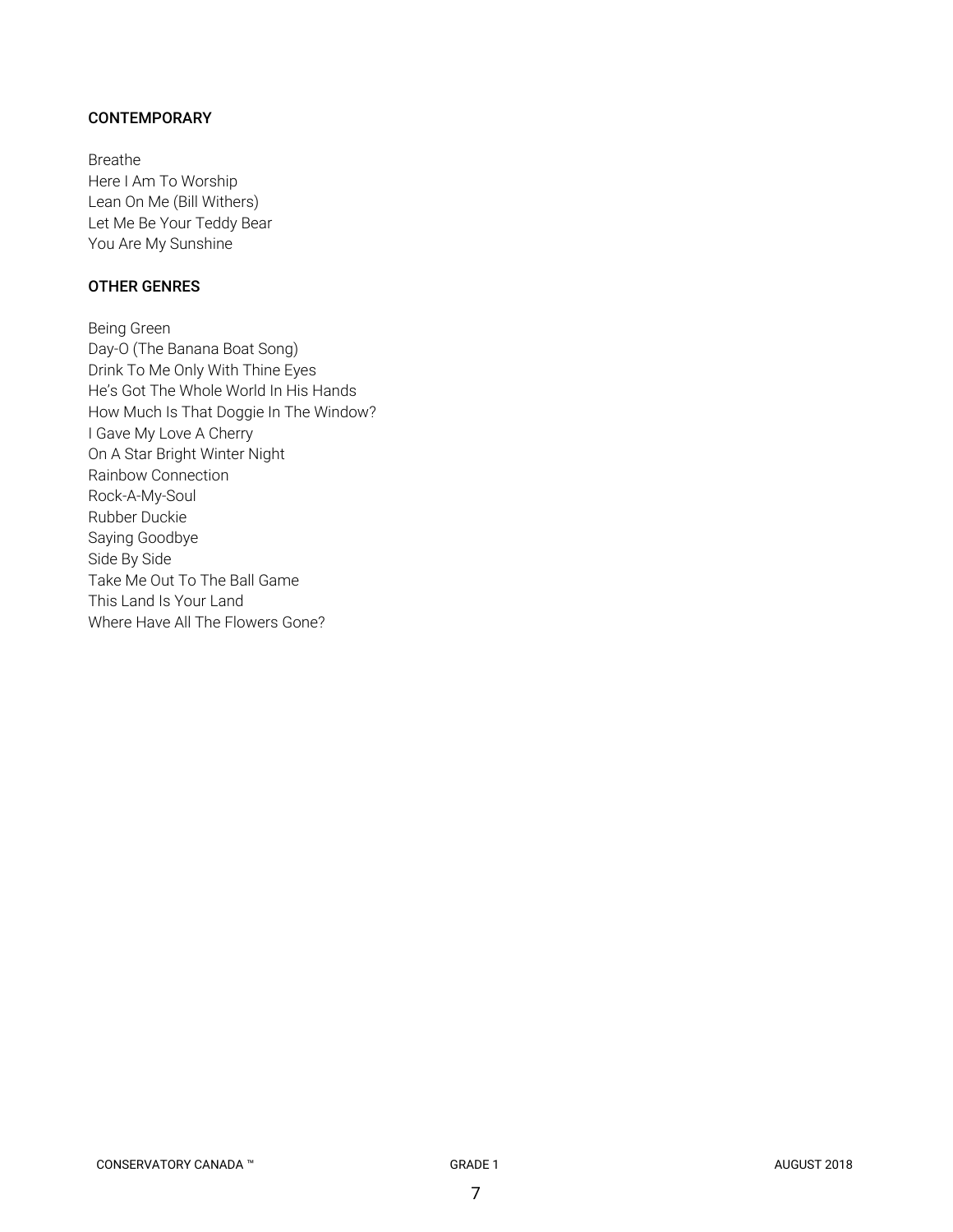### CONTEMPORARY

Breathe
Here I Am To Worship
Lean On Me (Bill Withers)
Let Me Be Your Teddy Bear
You Are My Sunshine

### OTHER GENRES

Being Green
Day-O (The Banana Boat Song)
Drink To Me Only With Thine Eyes
He's Got The Whole World In His Hands
How Much Is That Doggie In The Window?
I Gave My Love A Cherry
On A Star Bright Winter Night
Rainbow Connection
Rock-A-My-Soul
Rubber Duckie
Saying Goodbye
Side By Side
Take Me Out To The Ball Game
This Land Is Your Land
Where Have All The Flowers Gone?